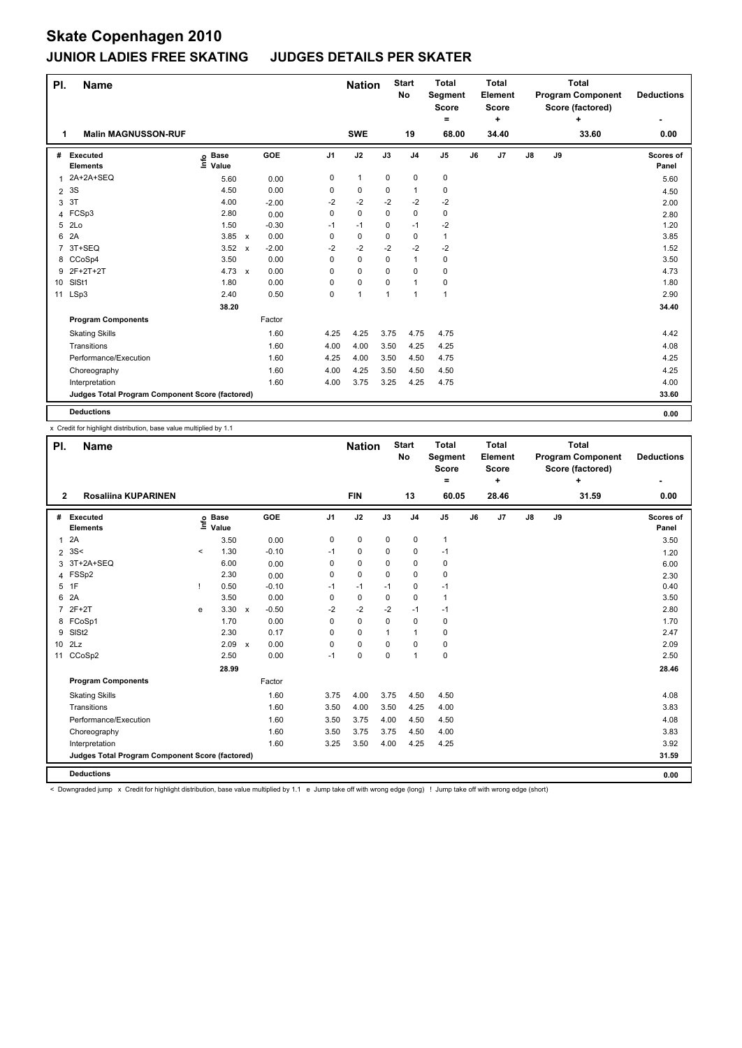# Skate Copenhagen 2010

## JUNIOR LADIES FREE SKATING JUDGES DETAILS PER SKATER

| Pl. | Name | Nation | Start No | Total Segment Score = | Total Element Score + | Total Program Component Score (factored) + | Deductions - |
|---|---|---|---|---|---|---|---|
| 1 | Malin MAGNUSSON-RUF | SWE | 19 | 68.00 | 34.40 | 33.60 | 0.00 |

| # | Executed Elements | Info | Base Value | | GOE | J1 | J2 | J3 | J4 | J5 | J6 | J7 | J8 | J9 | Scores of Panel |
|---|---|---|---|---|---|---|---|---|---|---|---|---|---|---|---|
| 1 | 2A+2A+SEQ | | 5.60 | | 0.00 | 0 | 1 | 0 | 0 | 0 | | | | | 5.60 |
| 2 | 3S | | 4.50 | | 0.00 | 0 | 0 | 0 | 1 | 0 | | | | | 4.50 |
| 3 | 3T | | 4.00 | | -2.00 | -2 | -2 | -2 | -2 | -2 | | | | | 2.00 |
| 4 | FCSp3 | | 2.80 | | 0.00 | 0 | 0 | 0 | 0 | 0 | | | | | 2.80 |
| 5 | 2Lo | | 1.50 | | -0.30 | -1 | -1 | 0 | -1 | -2 | | | | | 1.20 |
| 6 | 2A | | 3.85 | x | 0.00 | 0 | 0 | 0 | 0 | 1 | | | | | 3.85 |
| 7 | 3T+SEQ | | 3.52 | x | -2.00 | -2 | -2 | -2 | -2 | -2 | | | | | 1.52 |
| 8 | CCoSp4 | | 3.50 | | 0.00 | 0 | 0 | 0 | 1 | 0 | | | | | 3.50 |
| 9 | 2F+2T+2T | | 4.73 | x | 0.00 | 0 | 0 | 0 | 0 | 0 | | | | | 4.73 |
| 10 | SlSt1 | | 1.80 | | 0.00 | 0 | 0 | 0 | 1 | 0 | | | | | 1.80 |
| 11 | LSp3 | | 2.40 | | 0.50 | 0 | 1 | 1 | 1 | 1 | | | | | 2.90 |
| | | | 38.20 | | | | | | | | | | | | 34.40 |
| | **Program Components** | | | | Factor | | | | | | | | | | |
| | Skating Skills | | | | 1.60 | 4.25 | 4.25 | 3.75 | 4.75 | 4.75 | | | | | 4.42 |
| | Transitions | | | | 1.60 | 4.00 | 4.00 | 3.50 | 4.25 | 4.25 | | | | | 4.08 |
| | Performance/Execution | | | | 1.60 | 4.25 | 4.00 | 3.50 | 4.50 | 4.75 | | | | | 4.25 |
| | Choreography | | | | 1.60 | 4.00 | 4.25 | 3.50 | 4.50 | 4.50 | | | | | 4.25 |
| | Interpretation | | | | 1.60 | 4.00 | 3.75 | 3.25 | 4.25 | 4.75 | | | | | 4.00 |
| | **Judges Total Program Component Score (factored)** | | | | | | | | | | | | | | 33.60 |
| | **Deductions** | | | | | | | | | | | | | | 0.00 |

x Credit for highlight distribution, base value multiplied by 1.1

| Pl. | Name | Nation | Start No | Total Segment Score = | Total Element Score + | Total Program Component Score (factored) + | Deductions - |
|---|---|---|---|---|---|---|---|
| 2 | Rosaliina KUPARINEN | FIN | 13 | 60.05 | 28.46 | 31.59 | 0.00 |

| # | Executed Elements | Info | Base Value | | GOE | J1 | J2 | J3 | J4 | J5 | J6 | J7 | J8 | J9 | Scores of Panel |
|---|---|---|---|---|---|---|---|---|---|---|---|---|---|---|---|
| 1 | 2A | | 3.50 | | 0.00 | 0 | 0 | 0 | 0 | 1 | | | | | 3.50 |
| 2 | 3S< | < | 1.30 | | -0.10 | -1 | 0 | 0 | 0 | -1 | | | | | 1.20 |
| 3 | 3T+2A+SEQ | | 6.00 | | 0.00 | 0 | 0 | 0 | 0 | 0 | | | | | 6.00 |
| 4 | FSSp2 | | 2.30 | | 0.00 | 0 | 0 | 0 | 0 | 0 | | | | | 2.30 |
| 5 | 1F | ! | 0.50 | | -0.10 | -1 | -1 | -1 | 0 | -1 | | | | | 0.40 |
| 6 | 2A | | 3.50 | | 0.00 | 0 | 0 | 0 | 0 | 1 | | | | | 3.50 |
| 7 | 2F+2T | e | 3.30 | x | -0.50 | -2 | -2 | -2 | -1 | -1 | | | | | 2.80 |
| 8 | FCoSp1 | | 1.70 | | 0.00 | 0 | 0 | 0 | 0 | 0 | | | | | 1.70 |
| 9 | SlSt2 | | 2.30 | | 0.17 | 0 | 0 | 1 | 1 | 0 | | | | | 2.47 |
| 10 | 2Lz | | 2.09 | x | 0.00 | 0 | 0 | 0 | 0 | 0 | | | | | 2.09 |
| 11 | CCoSp2 | | 2.50 | | 0.00 | -1 | 0 | 0 | 1 | 0 | | | | | 2.50 |
| | | | 28.99 | | | | | | | | | | | | 28.46 |
| | **Program Components** | | | | Factor | | | | | | | | | | |
| | Skating Skills | | | | 1.60 | 3.75 | 4.00 | 3.75 | 4.50 | 4.50 | | | | | 4.08 |
| | Transitions | | | | 1.60 | 3.50 | 4.00 | 3.50 | 4.25 | 4.00 | | | | | 3.83 |
| | Performance/Execution | | | | 1.60 | 3.50 | 3.75 | 4.00 | 4.50 | 4.50 | | | | | 4.08 |
| | Choreography | | | | 1.60 | 3.50 | 3.75 | 3.75 | 4.50 | 4.00 | | | | | 3.83 |
| | Interpretation | | | | 1.60 | 3.25 | 3.50 | 4.00 | 4.25 | 4.25 | | | | | 3.92 |
| | **Judges Total Program Component Score (factored)** | | | | | | | | | | | | | | 31.59 |
| | **Deductions** | | | | | | | | | | | | | | 0.00 |

< Downgraded jump x Credit for highlight distribution, base value multiplied by 1.1 e Jump take off with wrong edge (long) ! Jump take off with wrong edge (short)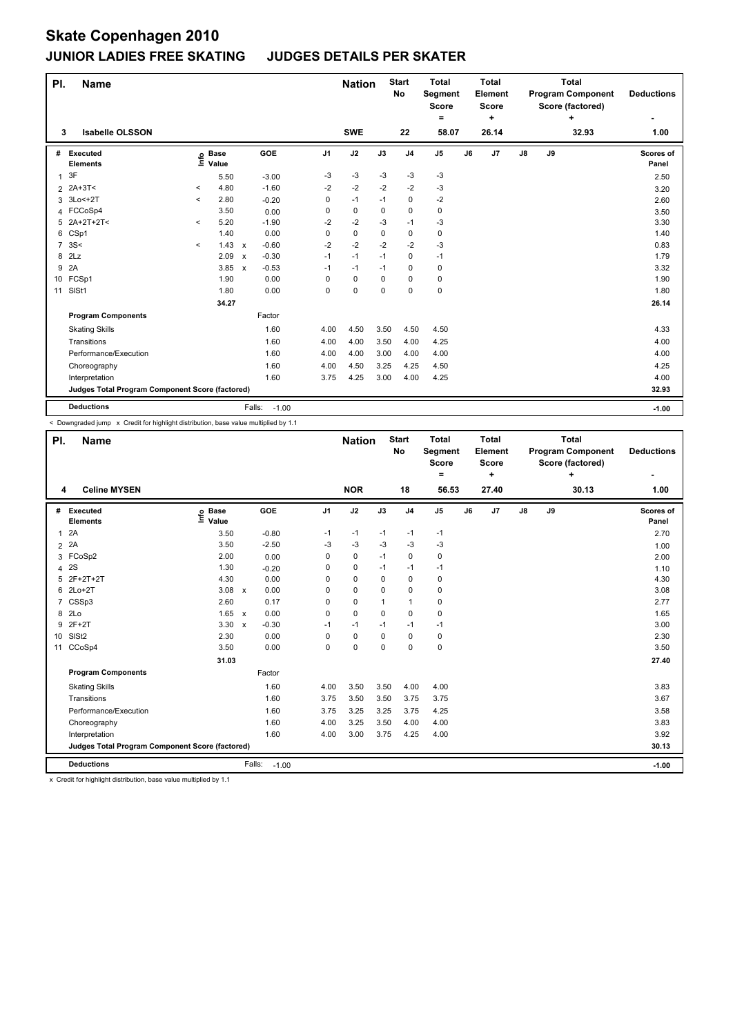# Skate Copenhagen 2010

## JUNIOR LADIES FREE SKATING JUDGES DETAILS PER SKATER

| Pl. | Name | Nation | Start No | Total Segment Score = | Total Element Score + | Total Program Component Score (factored) + | Deductions - |
|---|---|---|---|---|---|---|---|
| 3 | Isabelle OLSSON | SWE | 22 | 58.07 | 26.14 | 32.93 | 1.00 |

| # | Executed Elements | Info | Base Value | | GOE | J1 | J2 | J3 | J4 | J5 | J6 | J7 | J8 | J9 | Scores of Panel |
|---|---|---|---|---|---|---|---|---|---|---|---|---|---|---|---|
| 1 | 3F | | 5.50 | | -3.00 | -3 | -3 | -3 | -3 | -3 | | | | | 2.50 |
| 2 | 2A+3T< | < | 4.80 | | -1.60 | -2 | -2 | -2 | -2 | -3 | | | | | 3.20 |
| 3 | 3Lo<+2T | < | 2.80 | | -0.20 | 0 | -1 | -1 | 0 | -2 | | | | | 2.60 |
| 4 | FCCoSp4 | | 3.50 | | 0.00 | 0 | 0 | 0 | 0 | 0 | | | | | 3.50 |
| 5 | 2A+2T+2T< | < | 5.20 | | -1.90 | -2 | -2 | -3 | -1 | -3 | | | | | 3.30 |
| 6 | CSp1 | | 1.40 | | 0.00 | 0 | 0 | 0 | 0 | 0 | | | | | 1.40 |
| 7 | 3S< | < | 1.43 | x | -0.60 | -2 | -2 | -2 | -2 | -3 | | | | | 0.83 |
| 8 | 2Lz | | 2.09 | x | -0.30 | -1 | -1 | -1 | 0 | -1 | | | | | 1.79 |
| 9 | 2A | | 3.85 | x | -0.53 | -1 | -1 | -1 | 0 | 0 | | | | | 3.32 |
| 10 | FCSp1 | | 1.90 | | 0.00 | 0 | 0 | 0 | 0 | 0 | | | | | 1.90 |
| 11 | SlSt1 | | 1.80 | | 0.00 | 0 | 0 | 0 | 0 | 0 | | | | | 1.80 |
| | | | 34.27 | | | | | | | | | | | | 26.14 |
| | **Program Components** | | | | Factor | | | | | | | | | | |
| | Skating Skills | | | | 1.60 | 4.00 | 4.50 | 3.50 | 4.50 | 4.50 | | | | | 4.33 |
| | Transitions | | | | 1.60 | 4.00 | 4.00 | 3.50 | 4.00 | 4.25 | | | | | 4.00 |
| | Performance/Execution | | | | 1.60 | 4.00 | 4.00 | 3.00 | 4.00 | 4.00 | | | | | 4.00 |
| | Choreography | | | | 1.60 | 4.00 | 4.50 | 3.25 | 4.25 | 4.50 | | | | | 4.25 |
| | Interpretation | | | | 1.60 | 3.75 | 4.25 | 3.00 | 4.00 | 4.25 | | | | | 4.00 |
| | **Judges Total Program Component Score (factored)** | | | | | | | | | | | | | | 32.93 |
| | **Deductions** | | | Falls: | -1.00 | | | | | | | | | | -1.00 |

< Downgraded jump x Credit for highlight distribution, base value multiplied by 1.1

| Pl. | Name | Nation | Start No | Total Segment Score = | Total Element Score + | Total Program Component Score (factored) + | Deductions - |
|---|---|---|---|---|---|---|---|
| 4 | Celine MYSEN | NOR | 18 | 56.53 | 27.40 | 30.13 | 1.00 |

| # | Executed Elements | Info | Base Value | | GOE | J1 | J2 | J3 | J4 | J5 | J6 | J7 | J8 | J9 | Scores of Panel |
|---|---|---|---|---|---|---|---|---|---|---|---|---|---|---|---|
| 1 | 2A | | 3.50 | | -0.80 | -1 | -1 | -1 | -1 | -1 | | | | | 2.70 |
| 2 | 2A | | 3.50 | | -2.50 | -3 | -3 | -3 | -3 | -3 | | | | | 1.00 |
| 3 | FCoSp2 | | 2.00 | | 0.00 | 0 | 0 | -1 | 0 | 0 | | | | | 2.00 |
| 4 | 2S | | 1.30 | | -0.20 | 0 | 0 | -1 | -1 | -1 | | | | | 1.10 |
| 5 | 2F+2T+2T | | 4.30 | | 0.00 | 0 | 0 | 0 | 0 | 0 | | | | | 4.30 |
| 6 | 2Lo+2T | | 3.08 | x | 0.00 | 0 | 0 | 0 | 0 | 0 | | | | | 3.08 |
| 7 | CSSp3 | | 2.60 | | 0.17 | 0 | 0 | 1 | 1 | 0 | | | | | 2.77 |
| 8 | 2Lo | | 1.65 | x | 0.00 | 0 | 0 | 0 | 0 | 0 | | | | | 1.65 |
| 9 | 2F+2T | | 3.30 | x | -0.30 | -1 | -1 | -1 | -1 | -1 | | | | | 3.00 |
| 10 | SlSt2 | | 2.30 | | 0.00 | 0 | 0 | 0 | 0 | 0 | | | | | 2.30 |
| 11 | CCoSp4 | | 3.50 | | 0.00 | 0 | 0 | 0 | 0 | 0 | | | | | 3.50 |
| | | | 31.03 | | | | | | | | | | | | 27.40 |
| | **Program Components** | | | | Factor | | | | | | | | | | |
| | Skating Skills | | | | 1.60 | 4.00 | 3.50 | 3.50 | 4.00 | 4.00 | | | | | 3.83 |
| | Transitions | | | | 1.60 | 3.75 | 3.50 | 3.50 | 3.75 | 3.75 | | | | | 3.67 |
| | Performance/Execution | | | | 1.60 | 3.75 | 3.25 | 3.25 | 3.75 | 4.25 | | | | | 3.58 |
| | Choreography | | | | 1.60 | 4.00 | 3.25 | 3.50 | 4.00 | 4.00 | | | | | 3.83 |
| | Interpretation | | | | 1.60 | 4.00 | 3.00 | 3.75 | 4.25 | 4.00 | | | | | 3.92 |
| | **Judges Total Program Component Score (factored)** | | | | | | | | | | | | | | 30.13 |
| | **Deductions** | | | Falls: | -1.00 | | | | | | | | | | -1.00 |

x Credit for highlight distribution, base value multiplied by 1.1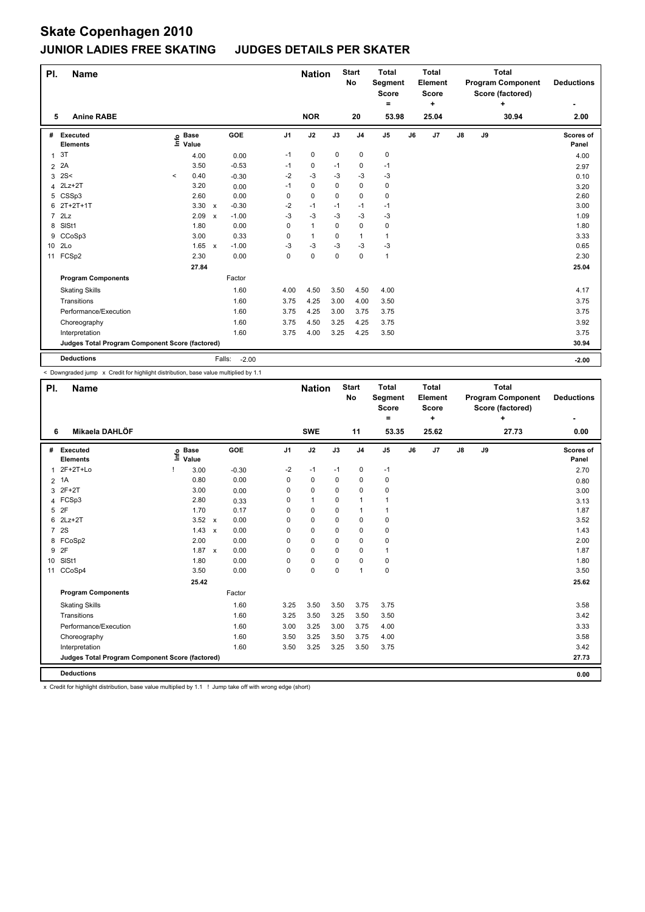# Skate Copenhagen 2010

## JUNIOR LADIES FREE SKATING JUDGES DETAILS PER SKATER

| Pl. | Name | Nation | Start No | Total Segment Score = | Total Element Score + | Total Program Component Score (factored) + | Deductions - |
|---|---|---|---|---|---|---|---|
| 5 | Anine RABE | NOR | 20 | 53.98 | 25.04 | 30.94 | 2.00 |

| # | Executed Elements | Info | Base Value | | GOE | J1 | J2 | J3 | J4 | J5 | J6 | J7 | J8 | J9 | Scores of Panel |
|---|---|---|---|---|---|---|---|---|---|---|---|---|---|---|---|
| 1 | 3T | | 4.00 | | 0.00 | -1 | 0 | 0 | 0 | 0 | | | | | 4.00 |
| 2 | 2A | | 3.50 | | -0.53 | -1 | 0 | -1 | 0 | -1 | | | | | 2.97 |
| 3 | 2S< | < | 0.40 | | -0.30 | -2 | -3 | -3 | -3 | -3 | | | | | 0.10 |
| 4 | 2Lz+2T | | 3.20 | | 0.00 | -1 | 0 | 0 | 0 | 0 | | | | | 3.20 |
| 5 | CSSp3 | | 2.60 | | 0.00 | 0 | 0 | 0 | 0 | 0 | | | | | 2.60 |
| 6 | 2T+2T+1T | | 3.30 | x | -0.30 | -2 | -1 | -1 | -1 | -1 | | | | | 3.00 |
| 7 | 2Lz | | 2.09 | x | -1.00 | -3 | -3 | -3 | -3 | -3 | | | | | 1.09 |
| 8 | SlSt1 | | 1.80 | | 0.00 | 0 | 1 | 0 | 0 | 0 | | | | | 1.80 |
| 9 | CCoSp3 | | 3.00 | | 0.33 | 0 | 1 | 0 | 1 | 1 | | | | | 3.33 |
| 10 | 2Lo | | 1.65 | x | -1.00 | -3 | -3 | -3 | -3 | -3 | | | | | 0.65 |
| 11 | FCSp2 | | 2.30 | | 0.00 | 0 | 0 | 0 | 0 | 1 | | | | | 2.30 |
| | | | 27.84 | | | | | | | | | | | | 25.04 |
| | **Program Components** | | | | Factor | | | | | | | | | | |
| | Skating Skills | | | | 1.60 | 4.00 | 4.50 | 3.50 | 4.50 | 4.00 | | | | | 4.17 |
| | Transitions | | | | 1.60 | 3.75 | 4.25 | 3.00 | 4.00 | 3.50 | | | | | 3.75 |
| | Performance/Execution | | | | 1.60 | 3.75 | 4.25 | 3.00 | 3.75 | 3.75 | | | | | 3.75 |
| | Choreography | | | | 1.60 | 3.75 | 4.50 | 3.25 | 4.25 | 3.75 | | | | | 3.92 |
| | Interpretation | | | | 1.60 | 3.75 | 4.00 | 3.25 | 4.25 | 3.50 | | | | | 3.75 |
| | Judges Total Program Component Score (factored) | | | | | | | | | | | | | | 30.94 |
| | **Deductions** | | | | Falls: -2.00 | | | | | | | | | | -2.00 |

< Downgraded jump x Credit for highlight distribution, base value multiplied by 1.1

| Pl. | Name | Nation | Start No | Total Segment Score = | Total Element Score + | Total Program Component Score (factored) + | Deductions - |
|---|---|---|---|---|---|---|---|
| 6 | Mikaela DAHLÖF | SWE | 11 | 53.35 | 25.62 | 27.73 | 0.00 |

| # | Executed Elements | Info | Base Value | | GOE | J1 | J2 | J3 | J4 | J5 | J6 | J7 | J8 | J9 | Scores of Panel |
|---|---|---|---|---|---|---|---|---|---|---|---|---|---|---|---|
| 1 | 2F+2T+Lo | ! | 3.00 | | -0.30 | -2 | -1 | -1 | 0 | -1 | | | | | 2.70 |
| 2 | 1A | | 0.80 | | 0.00 | 0 | 0 | 0 | 0 | 0 | | | | | 0.80 |
| 3 | 2F+2T | | 3.00 | | 0.00 | 0 | 0 | 0 | 0 | 0 | | | | | 3.00 |
| 4 | FCSp3 | | 2.80 | | 0.33 | 0 | 1 | 0 | 1 | 1 | | | | | 3.13 |
| 5 | 2F | | 1.70 | | 0.17 | 0 | 0 | 0 | 1 | 1 | | | | | 1.87 |
| 6 | 2Lz+2T | | 3.52 | x | 0.00 | 0 | 0 | 0 | 0 | 0 | | | | | 3.52 |
| 7 | 2S | | 1.43 | x | 0.00 | 0 | 0 | 0 | 0 | 0 | | | | | 1.43 |
| 8 | FCoSp2 | | 2.00 | | 0.00 | 0 | 0 | 0 | 0 | 0 | | | | | 2.00 |
| 9 | 2F | | 1.87 | x | 0.00 | 0 | 0 | 0 | 0 | 1 | | | | | 1.87 |
| 10 | SlSt1 | | 1.80 | | 0.00 | 0 | 0 | 0 | 0 | 0 | | | | | 1.80 |
| 11 | CCoSp4 | | 3.50 | | 0.00 | 0 | 0 | 0 | 1 | 0 | | | | | 3.50 |
| | | | 25.42 | | | | | | | | | | | | 25.62 |
| | **Program Components** | | | | Factor | | | | | | | | | | |
| | Skating Skills | | | | 1.60 | 3.25 | 3.50 | 3.50 | 3.75 | 3.75 | | | | | 3.58 |
| | Transitions | | | | 1.60 | 3.25 | 3.50 | 3.25 | 3.50 | 3.50 | | | | | 3.42 |
| | Performance/Execution | | | | 1.60 | 3.00 | 3.25 | 3.00 | 3.75 | 4.00 | | | | | 3.33 |
| | Choreography | | | | 1.60 | 3.50 | 3.25 | 3.50 | 3.75 | 4.00 | | | | | 3.58 |
| | Interpretation | | | | 1.60 | 3.50 | 3.25 | 3.25 | 3.50 | 3.75 | | | | | 3.42 |
| | Judges Total Program Component Score (factored) | | | | | | | | | | | | | | 27.73 |
| | **Deductions** | | | | | | | | | | | | | | 0.00 |

x Credit for highlight distribution, base value multiplied by 1.1 ! Jump take off with wrong edge (short)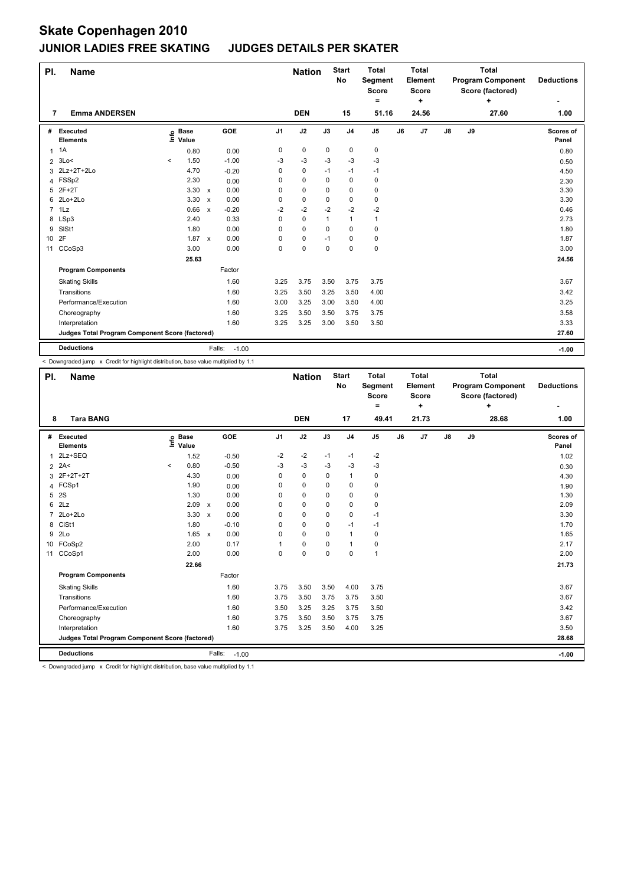# Skate Copenhagen 2010

## JUNIOR LADIES FREE SKATING JUDGES DETAILS PER SKATER

| Pl. | Name | Nation | Start No | Total Segment Score = | Total Element Score + | Total Program Component Score (factored) + | Deductions - |
|---|---|---|---|---|---|---|---|
| 7 | Emma ANDERSEN | DEN | 15 | 51.16 | 24.56 | 27.60 | 1.00 |

| # | Executed Elements | Info | Base Value | | GOE | J1 | J2 | J3 | J4 | J5 | J6 | J7 | J8 | J9 | Scores of Panel |
|---|---|---|---|---|---|---|---|---|---|---|---|---|---|---|---|
| 1 | 1A | | 0.80 | | 0.00 | 0 | 0 | 0 | 0 | 0 | | | | | 0.80 |
| 2 | 3Lo< | < | 1.50 | | -1.00 | -3 | -3 | -3 | -3 | -3 | | | | | 0.50 |
| 3 | 2Lz+2T+2Lo | | 4.70 | | -0.20 | 0 | 0 | -1 | -1 | -1 | | | | | 4.50 |
| 4 | FSSp2 | | 2.30 | | 0.00 | 0 | 0 | 0 | 0 | 0 | | | | | 2.30 |
| 5 | 2F+2T | | 3.30 | x | 0.00 | 0 | 0 | 0 | 0 | 0 | | | | | 3.30 |
| 6 | 2Lo+2Lo | | 3.30 | x | 0.00 | 0 | 0 | 0 | 0 | 0 | | | | | 3.30 |
| 7 | 1Lz | | 0.66 | x | -0.20 | -2 | -2 | -2 | -2 | -2 | | | | | 0.46 |
| 8 | LSp3 | | 2.40 | | 0.33 | 0 | 0 | 1 | 1 | 1 | | | | | 2.73 |
| 9 | SlSt1 | | 1.80 | | 0.00 | 0 | 0 | 0 | 0 | 0 | | | | | 1.80 |
| 10 | 2F | | 1.87 | x | 0.00 | 0 | 0 | -1 | 0 | 0 | | | | | 1.87 |
| 11 | CCoSp3 | | 3.00 | | 0.00 | 0 | 0 | 0 | 0 | 0 | | | | | 3.00 |
| | | | 25.63 | | | | | | | | | | | | 24.56 |
| | **Program Components** | | | | Factor | | | | | | | | | | |
| | Skating Skills | | | | 1.60 | 3.25 | 3.75 | 3.50 | 3.75 | 3.75 | | | | | 3.67 |
| | Transitions | | | | 1.60 | 3.25 | 3.50 | 3.25 | 3.50 | 4.00 | | | | | 3.42 |
| | Performance/Execution | | | | 1.60 | 3.00 | 3.25 | 3.00 | 3.50 | 4.00 | | | | | 3.25 |
| | Choreography | | | | 1.60 | 3.25 | 3.50 | 3.50 | 3.75 | 3.75 | | | | | 3.58 |
| | Interpretation | | | | 1.60 | 3.25 | 3.25 | 3.00 | 3.50 | 3.50 | | | | | 3.33 |
| | **Judges Total Program Component Score (factored)** | | | | | | | | | | | | | | 27.60 |
| | **Deductions** | | | | Falls: -1.00 | | | | | | | | | | -1.00 |

< Downgraded jump x Credit for highlight distribution, base value multiplied by 1.1

| Pl. | Name | Nation | Start No | Total Segment Score = | Total Element Score + | Total Program Component Score (factored) + | Deductions - |
|---|---|---|---|---|---|---|---|
| 8 | Tara BANG | DEN | 17 | 49.41 | 21.73 | 28.68 | 1.00 |

| # | Executed Elements | Info | Base Value | | GOE | J1 | J2 | J3 | J4 | J5 | J6 | J7 | J8 | J9 | Scores of Panel |
|---|---|---|---|---|---|---|---|---|---|---|---|---|---|---|---|
| 1 | 2Lz+SEQ | | 1.52 | | -0.50 | -2 | -2 | -1 | -1 | -2 | | | | | 1.02 |
| 2 | 2A< | < | 0.80 | | -0.50 | -3 | -3 | -3 | -3 | -3 | | | | | 0.30 |
| 3 | 2F+2T+2T | | 4.30 | | 0.00 | 0 | 0 | 0 | 1 | 0 | | | | | 4.30 |
| 4 | FCSp1 | | 1.90 | | 0.00 | 0 | 0 | 0 | 0 | 0 | | | | | 1.90 |
| 5 | 2S | | 1.30 | | 0.00 | 0 | 0 | 0 | 0 | 0 | | | | | 1.30 |
| 6 | 2Lz | | 2.09 | x | 0.00 | 0 | 0 | 0 | 0 | 0 | | | | | 2.09 |
| 7 | 2Lo+2Lo | | 3.30 | x | 0.00 | 0 | 0 | 0 | 0 | -1 | | | | | 3.30 |
| 8 | CiSt1 | | 1.80 | | -0.10 | 0 | 0 | 0 | -1 | -1 | | | | | 1.70 |
| 9 | 2Lo | | 1.65 | x | 0.00 | 0 | 0 | 0 | 1 | 0 | | | | | 1.65 |
| 10 | FCoSp2 | | 2.00 | | 0.17 | 1 | 0 | 0 | 1 | 0 | | | | | 2.17 |
| 11 | CCoSp1 | | 2.00 | | 0.00 | 0 | 0 | 0 | 0 | 1 | | | | | 2.00 |
| | | | 22.66 | | | | | | | | | | | | 21.73 |
| | **Program Components** | | | | Factor | | | | | | | | | | |
| | Skating Skills | | | | 1.60 | 3.75 | 3.50 | 3.50 | 4.00 | 3.75 | | | | | 3.67 |
| | Transitions | | | | 1.60 | 3.75 | 3.50 | 3.75 | 3.75 | 3.50 | | | | | 3.67 |
| | Performance/Execution | | | | 1.60 | 3.50 | 3.25 | 3.25 | 3.75 | 3.50 | | | | | 3.42 |
| | Choreography | | | | 1.60 | 3.75 | 3.50 | 3.50 | 3.75 | 3.75 | | | | | 3.67 |
| | Interpretation | | | | 1.60 | 3.75 | 3.25 | 3.50 | 4.00 | 3.25 | | | | | 3.50 |
| | **Judges Total Program Component Score (factored)** | | | | | | | | | | | | | | 28.68 |
| | **Deductions** | | | | Falls: -1.00 | | | | | | | | | | -1.00 |

< Downgraded jump x Credit for highlight distribution, base value multiplied by 1.1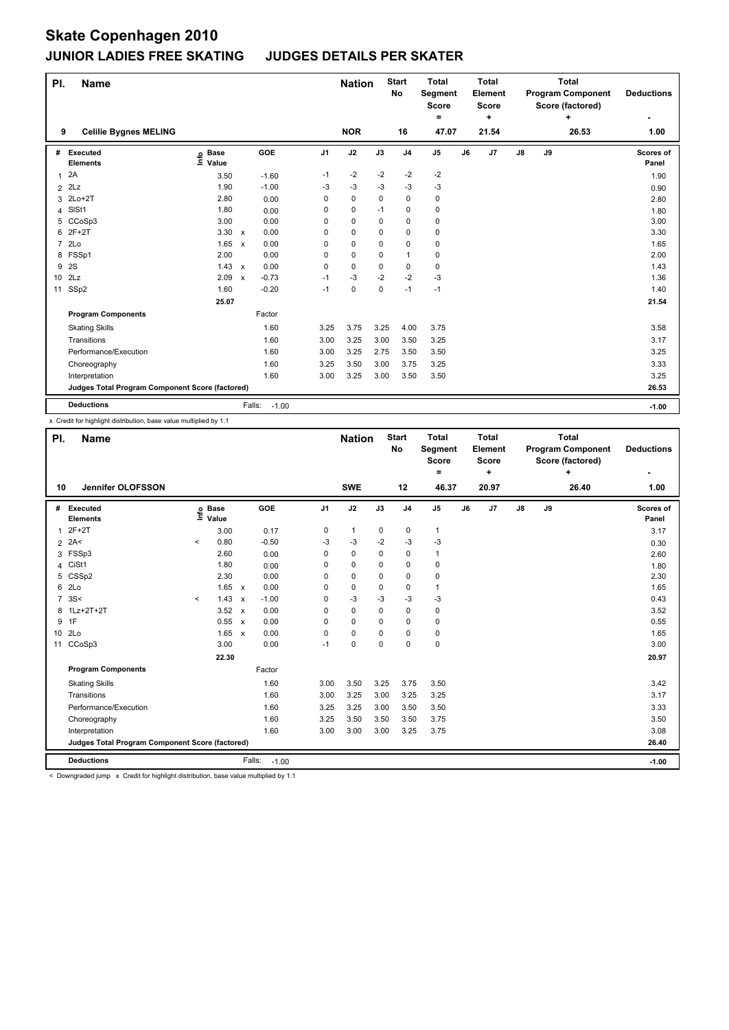# Skate Copenhagen 2010

## JUNIOR LADIES FREE SKATING JUDGES DETAILS PER SKATER

| Pl. | Name | Nation | Start No | Total Segment Score = | Total Element Score + | Total Program Component Score (factored) + | Deductions - |
|---|---|---|---|---|---|---|---|
| 9 | Celilie Bygnes MELING | NOR | 16 | 47.07 | 21.54 | 26.53 | 1.00 |

| # | Executed Elements | Info | Base Value | | GOE | J1 | J2 | J3 | J4 | J5 | J6 | J7 | J8 | J9 | Scores of Panel |
|---|---|---|---|---|---|---|---|---|---|---|---|---|---|---|---|
| 1 | 2A | | 3.50 | | -1.60 | -1 | -2 | -2 | -2 | -2 | | | | | 1.90 |
| 2 | 2Lz | | 1.90 | | -1.00 | -3 | -3 | -3 | -3 | -3 | | | | | 0.90 |
| 3 | 2Lo+2T | | 2.80 | | 0.00 | 0 | 0 | 0 | 0 | 0 | | | | | 2.80 |
| 4 | SlSt1 | | 1.80 | | 0.00 | 0 | 0 | -1 | 0 | 0 | | | | | 1.80 |
| 5 | CCoSp3 | | 3.00 | | 0.00 | 0 | 0 | 0 | 0 | 0 | | | | | 3.00 |
| 6 | 2F+2T | | 3.30 | x | 0.00 | 0 | 0 | 0 | 0 | 0 | | | | | 3.30 |
| 7 | 2Lo | | 1.65 | x | 0.00 | 0 | 0 | 0 | 0 | 0 | | | | | 1.65 |
| 8 | FSSp1 | | 2.00 | | 0.00 | 0 | 0 | 0 | 1 | 0 | | | | | 2.00 |
| 9 | 2S | | 1.43 | x | 0.00 | 0 | 0 | 0 | 0 | 0 | | | | | 1.43 |
| 10 | 2Lz | | 2.09 | x | -0.73 | -1 | -3 | -2 | -2 | -3 | | | | | 1.36 |
| 11 | SSp2 | | 1.60 | | -0.20 | -1 | 0 | 0 | -1 | -1 | | | | | 1.40 |
| | | | 25.07 | | | | | | | | | | | | 21.54 |
| | **Program Components** | | | | Factor | | | | | | | | | | |
| | Skating Skills | | | | 1.60 | 3.25 | 3.75 | 3.25 | 4.00 | 3.75 | | | | | 3.58 |
| | Transitions | | | | 1.60 | 3.00 | 3.25 | 3.00 | 3.50 | 3.25 | | | | | 3.17 |
| | Performance/Execution | | | | 1.60 | 3.00 | 3.25 | 2.75 | 3.50 | 3.50 | | | | | 3.25 |
| | Choreography | | | | 1.60 | 3.25 | 3.50 | 3.00 | 3.75 | 3.25 | | | | | 3.33 |
| | Interpretation | | | | 1.60 | 3.00 | 3.25 | 3.00 | 3.50 | 3.50 | | | | | 3.25 |
| | **Judges Total Program Component Score (factored)** | | | | | | | | | | | | | | 26.53 |
| | **Deductions** | | | | Falls: -1.00 | | | | | | | | | | -1.00 |

x Credit for highlight distribution, base value multiplied by 1.1

| Pl. | Name | Nation | Start No | Total Segment Score = | Total Element Score + | Total Program Component Score (factored) + | Deductions - |
|---|---|---|---|---|---|---|---|
| 10 | Jennifer OLOFSSON | SWE | 12 | 46.37 | 20.97 | 26.40 | 1.00 |

| # | Executed Elements | Info | Base Value | | GOE | J1 | J2 | J3 | J4 | J5 | J6 | J7 | J8 | J9 | Scores of Panel |
|---|---|---|---|---|---|---|---|---|---|---|---|---|---|---|---|
| 1 | 2F+2T | | 3.00 | | 0.17 | 0 | 1 | 0 | 0 | 1 | | | | | 3.17 |
| 2 | 2A< | < | 0.80 | | -0.50 | -3 | -3 | -2 | -3 | -3 | | | | | 0.30 |
| 3 | FSSp3 | | 2.60 | | 0.00 | 0 | 0 | 0 | 0 | 1 | | | | | 2.60 |
| 4 | CiSt1 | | 1.80 | | 0.00 | 0 | 0 | 0 | 0 | 0 | | | | | 1.80 |
| 5 | CSSp2 | | 2.30 | | 0.00 | 0 | 0 | 0 | 0 | 0 | | | | | 2.30 |
| 6 | 2Lo | | 1.65 | x | 0.00 | 0 | 0 | 0 | 0 | 1 | | | | | 1.65 |
| 7 | 3S< | < | 1.43 | x | -1.00 | 0 | -3 | -3 | -3 | -3 | | | | | 0.43 |
| 8 | 1Lz+2T+2T | | 3.52 | x | 0.00 | 0 | 0 | 0 | 0 | 0 | | | | | 3.52 |
| 9 | 1F | | 0.55 | x | 0.00 | 0 | 0 | 0 | 0 | 0 | | | | | 0.55 |
| 10 | 2Lo | | 1.65 | x | 0.00 | 0 | 0 | 0 | 0 | 0 | | | | | 1.65 |
| 11 | CCoSp3 | | 3.00 | | 0.00 | -1 | 0 | 0 | 0 | 0 | | | | | 3.00 |
| | | | 22.30 | | | | | | | | | | | | 20.97 |
| | **Program Components** | | | | Factor | | | | | | | | | | |
| | Skating Skills | | | | 1.60 | 3.00 | 3.50 | 3.25 | 3.75 | 3.50 | | | | | 3.42 |
| | Transitions | | | | 1.60 | 3.00 | 3.25 | 3.00 | 3.25 | 3.25 | | | | | 3.17 |
| | Performance/Execution | | | | 1.60 | 3.25 | 3.25 | 3.00 | 3.50 | 3.50 | | | | | 3.33 |
| | Choreography | | | | 1.60 | 3.25 | 3.50 | 3.50 | 3.50 | 3.75 | | | | | 3.50 |
| | Interpretation | | | | 1.60 | 3.00 | 3.00 | 3.00 | 3.25 | 3.75 | | | | | 3.08 |
| | **Judges Total Program Component Score (factored)** | | | | | | | | | | | | | | 26.40 |
| | **Deductions** | | | | Falls: -1.00 | | | | | | | | | | -1.00 |

< Downgraded jump x Credit for highlight distribution, base value multiplied by 1.1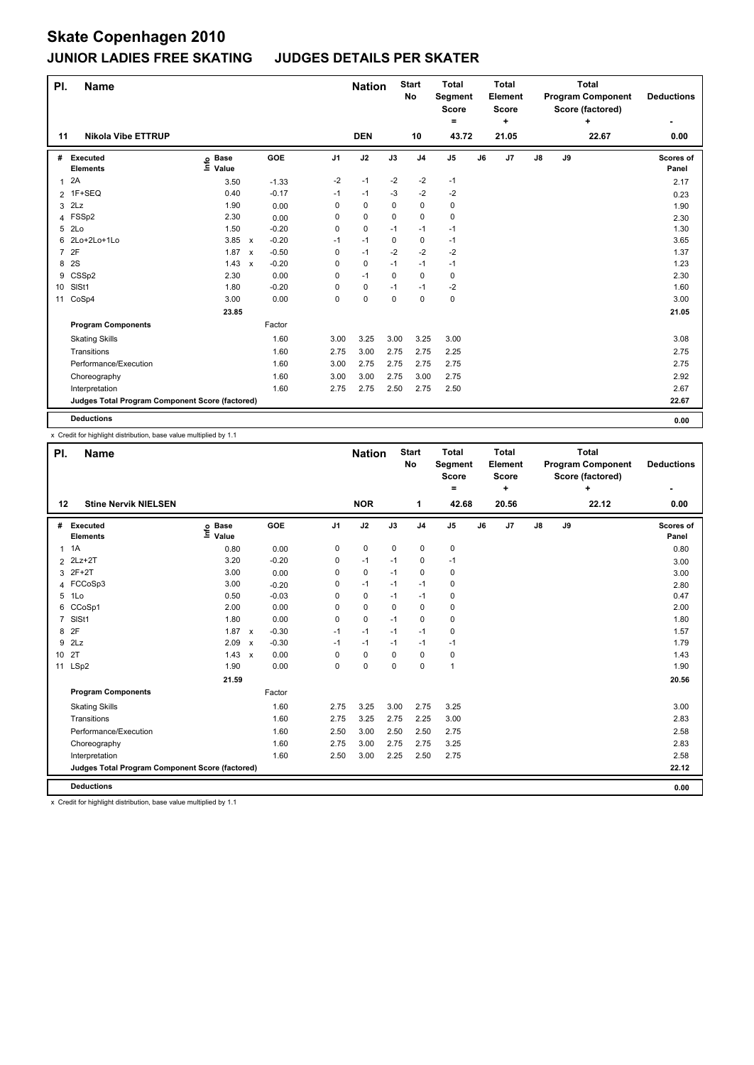# Skate Copenhagen 2010

## JUNIOR LADIES FREE SKATING JUDGES DETAILS PER SKATER

| Pl. | Name | Nation | Start No | Total Segment Score = | Total Element Score + | Total Program Component Score (factored) + | Deductions - |
|---|---|---|---|---|---|---|---|
| 11 | Nikola Vibe ETTRUP | DEN | 10 | 43.72 | 21.05 | 22.67 | 0.00 |

| # | Executed Elements | Info | Base Value | | GOE | J1 | J2 | J3 | J4 | J5 | J6 | J7 | J8 | J9 | Scores of Panel |
|---|---|---|---|---|---|---|---|---|---|---|---|---|---|---|---|
| 1 | 2A | | 3.50 | | -1.33 | -2 | -1 | -2 | -2 | -1 | | | | | 2.17 |
| 2 | 1F+SEQ | | 0.40 | | -0.17 | -1 | -1 | -3 | -2 | -2 | | | | | 0.23 |
| 3 | 2Lz | | 1.90 | | 0.00 | 0 | 0 | 0 | 0 | 0 | | | | | 1.90 |
| 4 | FSSp2 | | 2.30 | | 0.00 | 0 | 0 | 0 | 0 | 0 | | | | | 2.30 |
| 5 | 2Lo | | 1.50 | | -0.20 | 0 | 0 | -1 | -1 | -1 | | | | | 1.30 |
| 6 | 2Lo+2Lo+1Lo | | 3.85 | x | -0.20 | -1 | -1 | 0 | 0 | -1 | | | | | 3.65 |
| 7 | 2F | | 1.87 | x | -0.50 | 0 | -1 | -2 | -2 | -2 | | | | | 1.37 |
| 8 | 2S | | 1.43 | x | -0.20 | 0 | 0 | -1 | -1 | -1 | | | | | 1.23 |
| 9 | CSSp2 | | 2.30 | | 0.00 | 0 | -1 | 0 | 0 | 0 | | | | | 2.30 |
| 10 | SlSt1 | | 1.80 | | -0.20 | 0 | 0 | -1 | -1 | -2 | | | | | 1.60 |
| 11 | CoSp4 | | 3.00 | | 0.00 | 0 | 0 | 0 | 0 | 0 | | | | | 3.00 |
| | | | 23.85 | | | | | | | | | | | | 21.05 |
| | **Program Components** | | | | Factor | | | | | | | | | | |
| | Skating Skills | | | | 1.60 | 3.00 | 3.25 | 3.00 | 3.25 | 3.00 | | | | | 3.08 |
| | Transitions | | | | 1.60 | 2.75 | 3.00 | 2.75 | 2.75 | 2.25 | | | | | 2.75 |
| | Performance/Execution | | | | 1.60 | 3.00 | 2.75 | 2.75 | 2.75 | 2.75 | | | | | 2.75 |
| | Choreography | | | | 1.60 | 3.00 | 3.00 | 2.75 | 3.00 | 2.75 | | | | | 2.92 |
| | Interpretation | | | | 1.60 | 2.75 | 2.75 | 2.50 | 2.75 | 2.50 | | | | | 2.67 |
| | Judges Total Program Component Score (factored) | | | | | | | | | | | | | | 22.67 |
| | **Deductions** | | | | | | | | | | | | | | 0.00 |

x Credit for highlight distribution, base value multiplied by 1.1

| Pl. | Name | Nation | Start No | Total Segment Score = | Total Element Score + | Total Program Component Score (factored) + | Deductions - |
|---|---|---|---|---|---|---|---|
| 12 | Stine Nervik NIELSEN | NOR | 1 | 42.68 | 20.56 | 22.12 | 0.00 |

| # | Executed Elements | Info | Base Value | | GOE | J1 | J2 | J3 | J4 | J5 | J6 | J7 | J8 | J9 | Scores of Panel |
|---|---|---|---|---|---|---|---|---|---|---|---|---|---|---|---|
| 1 | 1A | | 0.80 | | 0.00 | 0 | 0 | 0 | 0 | 0 | | | | | 0.80 |
| 2 | 2Lz+2T | | 3.20 | | -0.20 | 0 | -1 | -1 | 0 | -1 | | | | | 3.00 |
| 3 | 2F+2T | | 3.00 | | 0.00 | 0 | 0 | -1 | 0 | 0 | | | | | 3.00 |
| 4 | FCCoSp3 | | 3.00 | | -0.20 | 0 | -1 | -1 | -1 | 0 | | | | | 2.80 |
| 5 | 1Lo | | 0.50 | | -0.03 | 0 | 0 | -1 | -1 | 0 | | | | | 0.47 |
| 6 | CCoSp1 | | 2.00 | | 0.00 | 0 | 0 | 0 | 0 | 0 | | | | | 2.00 |
| 7 | SlSt1 | | 1.80 | | 0.00 | 0 | 0 | -1 | 0 | 0 | | | | | 1.80 |
| 8 | 2F | | 1.87 | x | -0.30 | -1 | -1 | -1 | -1 | 0 | | | | | 1.57 |
| 9 | 2Lz | | 2.09 | x | -0.30 | -1 | -1 | -1 | -1 | -1 | | | | | 1.79 |
| 10 | 2T | | 1.43 | x | 0.00 | 0 | 0 | 0 | 0 | 0 | | | | | 1.43 |
| 11 | LSp2 | | 1.90 | | 0.00 | 0 | 0 | 0 | 0 | 1 | | | | | 1.90 |
| | | | 21.59 | | | | | | | | | | | | 20.56 |
| | **Program Components** | | | | Factor | | | | | | | | | | |
| | Skating Skills | | | | 1.60 | 2.75 | 3.25 | 3.00 | 2.75 | 3.25 | | | | | 3.00 |
| | Transitions | | | | 1.60 | 2.75 | 3.25 | 2.75 | 2.25 | 3.00 | | | | | 2.83 |
| | Performance/Execution | | | | 1.60 | 2.50 | 3.00 | 2.50 | 2.50 | 2.75 | | | | | 2.58 |
| | Choreography | | | | 1.60 | 2.75 | 3.00 | 2.75 | 2.75 | 3.25 | | | | | 2.83 |
| | Interpretation | | | | 1.60 | 2.50 | 3.00 | 2.25 | 2.50 | 2.75 | | | | | 2.58 |
| | Judges Total Program Component Score (factored) | | | | | | | | | | | | | | 22.12 |
| | **Deductions** | | | | | | | | | | | | | | 0.00 |

x Credit for highlight distribution, base value multiplied by 1.1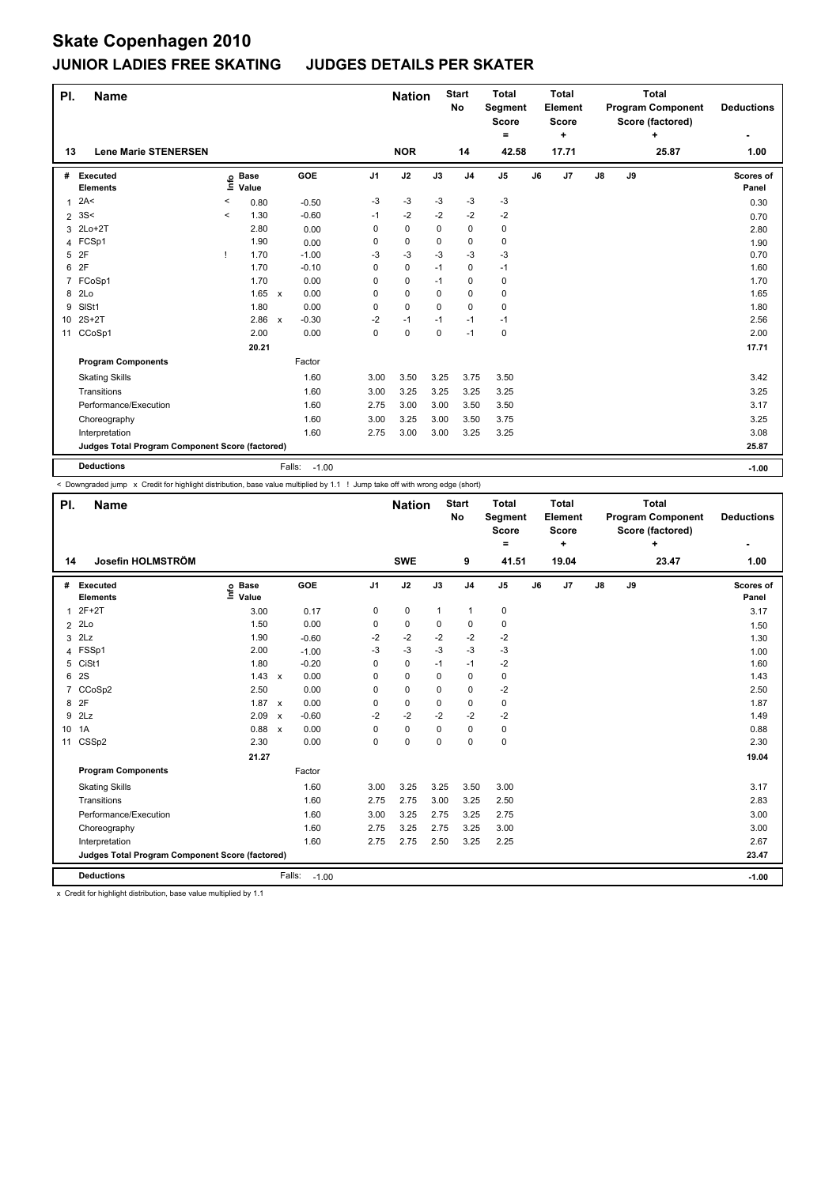# Skate Copenhagen 2010

## JUNIOR LADIES FREE SKATING JUDGES DETAILS PER SKATER

| Pl. | Name | Nation | Start No | Total Segment Score = | Total Element Score + | Total Program Component Score (factored) + | Deductions - |
|---|---|---|---|---|---|---|---|
| 13 | Lene Marie STENERSEN | NOR | 14 | 42.58 | 17.71 | 25.87 | 1.00 |

| # | Executed Elements | Info | Base Value | | GOE | J1 | J2 | J3 | J4 | J5 | J6 | J7 | J8 | J9 | Scores of Panel |
|---|---|---|---|---|---|---|---|---|---|---|---|---|---|---|---|
| 1 | 2A< | < | 0.80 | | -0.50 | -3 | -3 | -3 | -3 | -3 | | | | | 0.30 |
| 2 | 3S< | < | 1.30 | | -0.60 | -1 | -2 | -2 | -2 | -2 | | | | | 0.70 |
| 3 | 2Lo+2T | | 2.80 | | 0.00 | 0 | 0 | 0 | 0 | 0 | | | | | 2.80 |
| 4 | FCSp1 | | 1.90 | | 0.00 | 0 | 0 | 0 | 0 | 0 | | | | | 1.90 |
| 5 | 2F | ! | 1.70 | | -1.00 | -3 | -3 | -3 | -3 | -3 | | | | | 0.70 |
| 6 | 2F | | 1.70 | | -0.10 | 0 | 0 | -1 | 0 | -1 | | | | | 1.60 |
| 7 | FCoSp1 | | 1.70 | | 0.00 | 0 | 0 | -1 | 0 | 0 | | | | | 1.70 |
| 8 | 2Lo | | 1.65 | x | 0.00 | 0 | 0 | 0 | 0 | 0 | | | | | 1.65 |
| 9 | SlSt1 | | 1.80 | | 0.00 | 0 | 0 | 0 | 0 | 0 | | | | | 1.80 |
| 10 | 2S+2T | | 2.86 | x | -0.30 | -2 | -1 | -1 | -1 | -1 | | | | | 2.56 |
| 11 | CCoSp1 | | 2.00 | | 0.00 | 0 | 0 | 0 | -1 | 0 | | | | | 2.00 |
| | | | 20.21 | | | | | | | | | | | | 17.71 |
| | **Program Components** | | | | Factor | | | | | | | | | | |
| | Skating Skills | | | | 1.60 | 3.00 | 3.50 | 3.25 | 3.75 | 3.50 | | | | | 3.42 |
| | Transitions | | | | 1.60 | 3.00 | 3.25 | 3.25 | 3.25 | 3.25 | | | | | 3.25 |
| | Performance/Execution | | | | 1.60 | 2.75 | 3.00 | 3.00 | 3.50 | 3.50 | | | | | 3.17 |
| | Choreography | | | | 1.60 | 3.00 | 3.25 | 3.00 | 3.50 | 3.75 | | | | | 3.25 |
| | Interpretation | | | | 1.60 | 2.75 | 3.00 | 3.00 | 3.25 | 3.25 | | | | | 3.08 |
| | **Judges Total Program Component Score (factored)** | | | | | | | | | | | | | | 25.87 |
| | **Deductions** | | | Falls: | -1.00 | | | | | | | | | | -1.00 |

< Downgraded jump x Credit for highlight distribution, base value multiplied by 1.1 ! Jump take off with wrong edge (short)

| Pl. | Name | Nation | Start No | Total Segment Score = | Total Element Score + | Total Program Component Score (factored) + | Deductions - |
|---|---|---|---|---|---|---|---|
| 14 | Josefin HOLMSTRÖM | SWE | 9 | 41.51 | 19.04 | 23.47 | 1.00 |

| # | Executed Elements | Info | Base Value | | GOE | J1 | J2 | J3 | J4 | J5 | J6 | J7 | J8 | J9 | Scores of Panel |
|---|---|---|---|---|---|---|---|---|---|---|---|---|---|---|---|
| 1 | 2F+2T | | 3.00 | | 0.17 | 0 | 0 | 1 | 1 | 0 | | | | | 3.17 |
| 2 | 2Lo | | 1.50 | | 0.00 | 0 | 0 | 0 | 0 | 0 | | | | | 1.50 |
| 3 | 2Lz | | 1.90 | | -0.60 | -2 | -2 | -2 | -2 | -2 | | | | | 1.30 |
| 4 | FSSp1 | | 2.00 | | -1.00 | -3 | -3 | -3 | -3 | -3 | | | | | 1.00 |
| 5 | CiSt1 | | 1.80 | | -0.20 | 0 | 0 | -1 | -1 | -2 | | | | | 1.60 |
| 6 | 2S | | 1.43 | x | 0.00 | 0 | 0 | 0 | 0 | 0 | | | | | 1.43 |
| 7 | CCoSp2 | | 2.50 | | 0.00 | 0 | 0 | 0 | 0 | -2 | | | | | 2.50 |
| 8 | 2F | | 1.87 | x | 0.00 | 0 | 0 | 0 | 0 | 0 | | | | | 1.87 |
| 9 | 2Lz | | 2.09 | x | -0.60 | -2 | -2 | -2 | -2 | -2 | | | | | 1.49 |
| 10 | 1A | | 0.88 | x | 0.00 | 0 | 0 | 0 | 0 | 0 | | | | | 0.88 |
| 11 | CSSp2 | | 2.30 | | 0.00 | 0 | 0 | 0 | 0 | 0 | | | | | 2.30 |
| | | | 21.27 | | | | | | | | | | | | 19.04 |
| | **Program Components** | | | | Factor | | | | | | | | | | |
| | Skating Skills | | | | 1.60 | 3.00 | 3.25 | 3.25 | 3.50 | 3.00 | | | | | 3.17 |
| | Transitions | | | | 1.60 | 2.75 | 2.75 | 3.00 | 3.25 | 2.50 | | | | | 2.83 |
| | Performance/Execution | | | | 1.60 | 3.00 | 3.25 | 2.75 | 3.25 | 2.75 | | | | | 3.00 |
| | Choreography | | | | 1.60 | 2.75 | 3.25 | 2.75 | 3.25 | 3.00 | | | | | 3.00 |
| | Interpretation | | | | 1.60 | 2.75 | 2.75 | 2.50 | 3.25 | 2.25 | | | | | 2.67 |
| | **Judges Total Program Component Score (factored)** | | | | | | | | | | | | | | 23.47 |
| | **Deductions** | | | Falls: | -1.00 | | | | | | | | | | -1.00 |

x Credit for highlight distribution, base value multiplied by 1.1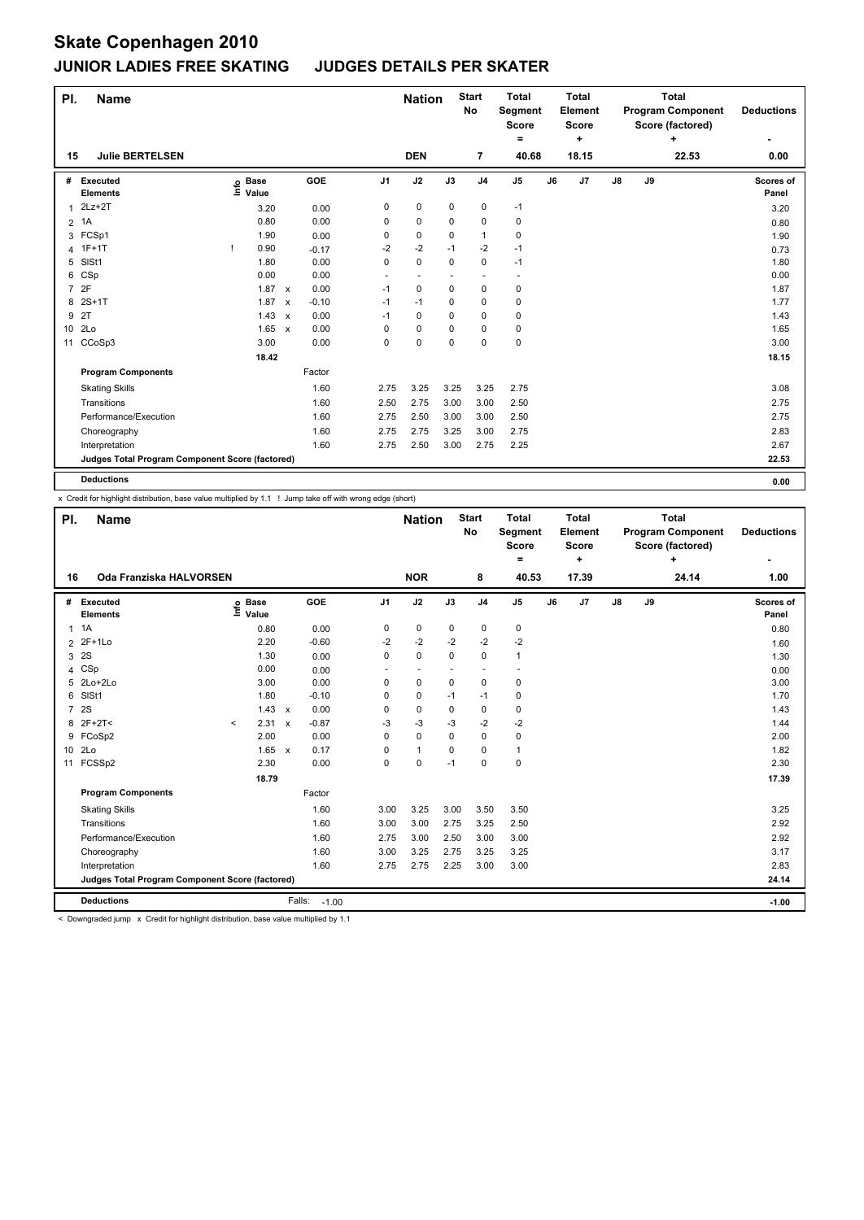# Skate Copenhagen 2010

## JUNIOR LADIES FREE SKATING JUDGES DETAILS PER SKATER

| Pl. | Name | | Nation | Start No | Total Segment Score = | Total Element Score + | Total Program Component Score (factored) + | Deductions - |
|---|---|---|---|---|---|---|---|---|
| 15 | Julie BERTELSEN | | DEN | 7 | 40.68 | 18.15 | 22.53 | 0.00 |

| # | Executed Elements | Info | Base Value | | GOE | J1 | J2 | J3 | J4 | J5 | J6 | J7 | J8 | J9 | Scores of Panel |
|---|---|---|---|---|---|---|---|---|---|---|---|---|---|---|---|
| 1 | 2Lz+2T | | 3.20 | | 0.00 | 0 | 0 | 0 | 0 | -1 | | | | | 3.20 |
| 2 | 1A | | 0.80 | | 0.00 | 0 | 0 | 0 | 0 | 0 | | | | | 0.80 |
| 3 | FCSp1 | | 1.90 | | 0.00 | 0 | 0 | 0 | 1 | 0 | | | | | 1.90 |
| 4 | 1F+1T | ! | 0.90 | | -0.17 | -2 | -2 | -1 | -2 | -1 | | | | | 0.73 |
| 5 | SlSt1 | | 1.80 | | 0.00 | 0 | 0 | 0 | 0 | -1 | | | | | 1.80 |
| 6 | CSp | | 0.00 | | 0.00 | - | - | - | - | - | | | | | 0.00 |
| 7 | 2F | | 1.87 | x | 0.00 | -1 | 0 | 0 | 0 | 0 | | | | | 1.87 |
| 8 | 2S+1T | | 1.87 | x | -0.10 | -1 | -1 | 0 | 0 | 0 | | | | | 1.77 |
| 9 | 2T | | 1.43 | x | 0.00 | -1 | 0 | 0 | 0 | 0 | | | | | 1.43 |
| 10 | 2Lo | | 1.65 | x | 0.00 | 0 | 0 | 0 | 0 | 0 | | | | | 1.65 |
| 11 | CCoSp3 | | 3.00 | | 0.00 | 0 | 0 | 0 | 0 | 0 | | | | | 3.00 |
| | | | 18.42 | | | | | | | | | | | | 18.15 |
| | **Program Components** | | | | Factor | | | | | | | | | | |
| | Skating Skills | | | | 1.60 | 2.75 | 3.25 | 3.25 | 3.25 | 2.75 | | | | | 3.08 |
| | Transitions | | | | 1.60 | 2.50 | 2.75 | 3.00 | 3.00 | 2.50 | | | | | 2.75 |
| | Performance/Execution | | | | 1.60 | 2.75 | 2.50 | 3.00 | 3.00 | 2.50 | | | | | 2.75 |
| | Choreography | | | | 1.60 | 2.75 | 2.75 | 3.25 | 3.00 | 2.75 | | | | | 2.83 |
| | Interpretation | | | | 1.60 | 2.75 | 2.50 | 3.00 | 2.75 | 2.25 | | | | | 2.67 |
| | Judges Total Program Component Score (factored) | | | | | | | | | | | | | | 22.53 |
| | **Deductions** | | | | | | | | | | | | | | 0.00 |

x Credit for highlight distribution, base value multiplied by 1.1 ! Jump take off with wrong edge (short)

| Pl. | Name | | Nation | Start No | Total Segment Score = | Total Element Score + | Total Program Component Score (factored) + | Deductions - |
|---|---|---|---|---|---|---|---|---|
| 16 | Oda Franziska HALVORSEN | | NOR | 8 | 40.53 | 17.39 | 24.14 | 1.00 |

| # | Executed Elements | Info | Base Value | | GOE | J1 | J2 | J3 | J4 | J5 | J6 | J7 | J8 | J9 | Scores of Panel |
|---|---|---|---|---|---|---|---|---|---|---|---|---|---|---|---|
| 1 | 1A | | 0.80 | | 0.00 | 0 | 0 | 0 | 0 | 0 | | | | | 0.80 |
| 2 | 2F+1Lo | | 2.20 | | -0.60 | -2 | -2 | -2 | -2 | -2 | | | | | 1.60 |
| 3 | 2S | | 1.30 | | 0.00 | 0 | 0 | 0 | 0 | 1 | | | | | 1.30 |
| 4 | CSp | | 0.00 | | 0.00 | - | - | - | - | - | | | | | 0.00 |
| 5 | 2Lo+2Lo | | 3.00 | | 0.00 | 0 | 0 | 0 | 0 | 0 | | | | | 3.00 |
| 6 | SlSt1 | | 1.80 | | -0.10 | 0 | 0 | -1 | -1 | 0 | | | | | 1.70 |
| 7 | 2S | | 1.43 | x | 0.00 | 0 | 0 | 0 | 0 | 0 | | | | | 1.43 |
| 8 | 2F+2T< | < | 2.31 | x | -0.87 | -3 | -3 | -3 | -2 | -2 | | | | | 1.44 |
| 9 | FCoSp2 | | 2.00 | | 0.00 | 0 | 0 | 0 | 0 | 0 | | | | | 2.00 |
| 10 | 2Lo | | 1.65 | x | 0.17 | 0 | 1 | 0 | 0 | 1 | | | | | 1.82 |
| 11 | FCSSp2 | | 2.30 | | 0.00 | 0 | 0 | -1 | 0 | 0 | | | | | 2.30 |
| | | | 18.79 | | | | | | | | | | | | 17.39 |
| | **Program Components** | | | | Factor | | | | | | | | | | |
| | Skating Skills | | | | 1.60 | 3.00 | 3.25 | 3.00 | 3.50 | 3.50 | | | | | 3.25 |
| | Transitions | | | | 1.60 | 3.00 | 3.00 | 2.75 | 3.25 | 2.50 | | | | | 2.92 |
| | Performance/Execution | | | | 1.60 | 2.75 | 3.00 | 2.50 | 3.00 | 3.00 | | | | | 2.92 |
| | Choreography | | | | 1.60 | 3.00 | 3.25 | 2.75 | 3.25 | 3.25 | | | | | 3.17 |
| | Interpretation | | | | 1.60 | 2.75 | 2.75 | 2.25 | 3.00 | 3.00 | | | | | 2.83 |
| | Judges Total Program Component Score (factored) | | | | | | | | | | | | | | 24.14 |
| | **Deductions** | | | | Falls: -1.00 | | | | | | | | | | -1.00 |

< Downgraded jump x Credit for highlight distribution, base value multiplied by 1.1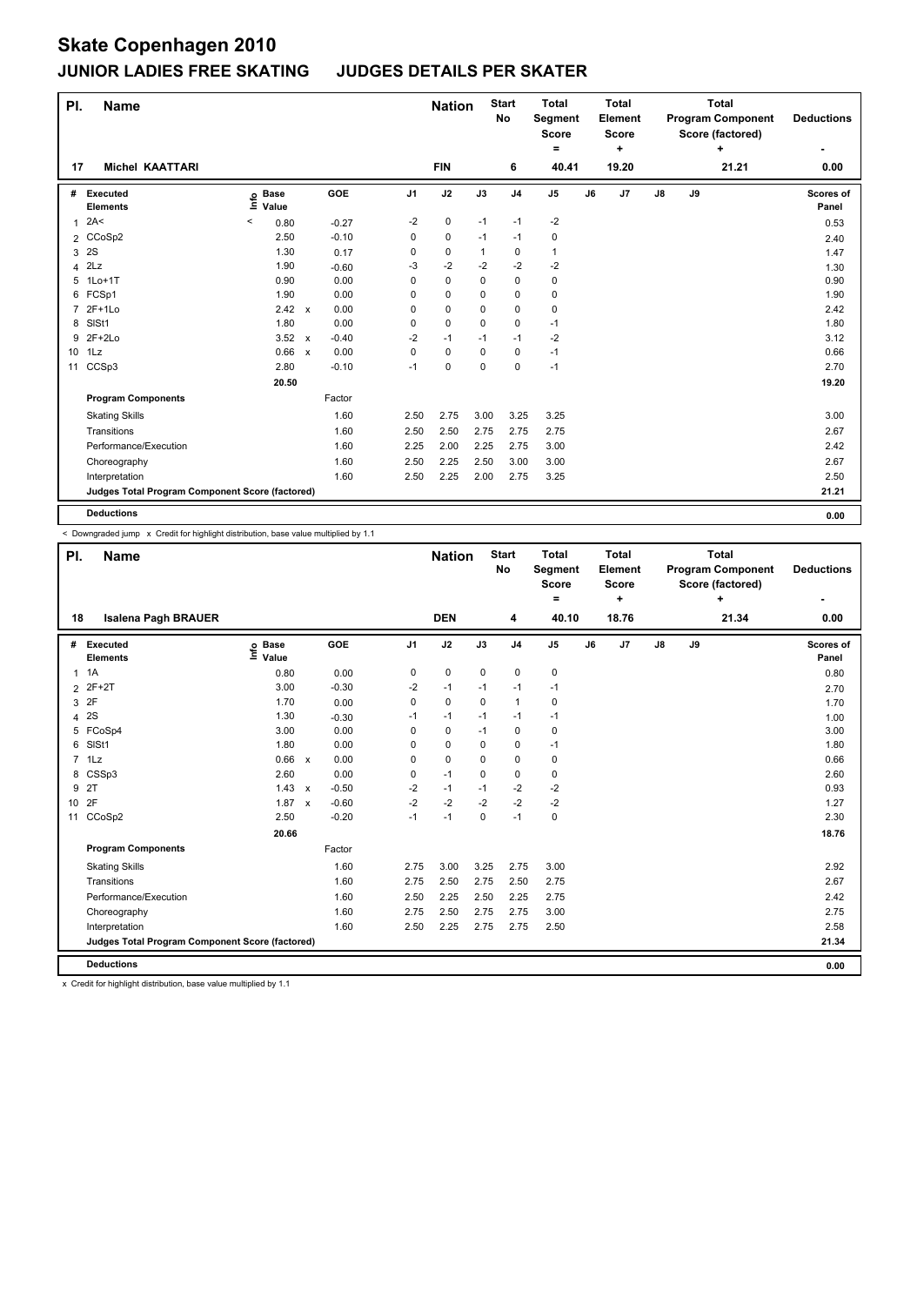# Skate Copenhagen 2010

## JUNIOR LADIES FREE SKATING JUDGES DETAILS PER SKATER

| Pl. | Name | Nation | Start No | Total Segment Score = | Total Element Score + | Total Program Component Score (factored) + | Deductions - |
|---|---|---|---|---|---|---|---|
| 17 | Michel KAATTARI | FIN | 6 | 40.41 | 19.20 | 21.21 | 0.00 |

| # | Executed Elements | Info | Base Value | | GOE | J1 | J2 | J3 | J4 | J5 | J6 | J7 | J8 | J9 | Scores of Panel |
|---|---|---|---|---|---|---|---|---|---|---|---|---|---|---|---|
| 1 | 2A< | < | 0.80 | | -0.27 | -2 | 0 | -1 | -1 | -2 | | | | | 0.53 |
| 2 | CCoSp2 | | 2.50 | | -0.10 | 0 | 0 | -1 | -1 | 0 | | | | | 2.40 |
| 3 | 2S | | 1.30 | | 0.17 | 0 | 0 | 1 | 0 | 1 | | | | | 1.47 |
| 4 | 2Lz | | 1.90 | | -0.60 | -3 | -2 | -2 | -2 | -2 | | | | | 1.30 |
| 5 | 1Lo+1T | | 0.90 | | 0.00 | 0 | 0 | 0 | 0 | 0 | | | | | 0.90 |
| 6 | FCSp1 | | 1.90 | | 0.00 | 0 | 0 | 0 | 0 | 0 | | | | | 1.90 |
| 7 | 2F+1Lo | | 2.42 | x | 0.00 | 0 | 0 | 0 | 0 | 0 | | | | | 2.42 |
| 8 | SlSt1 | | 1.80 | | 0.00 | 0 | 0 | 0 | 0 | -1 | | | | | 1.80 |
| 9 | 2F+2Lo | | 3.52 | x | -0.40 | -2 | -1 | -1 | -1 | -2 | | | | | 3.12 |
| 10 | 1Lz | | 0.66 | x | 0.00 | 0 | 0 | 0 | 0 | -1 | | | | | 0.66 |
| 11 | CCSp3 | | 2.80 | | -0.10 | -1 | 0 | 0 | 0 | -1 | | | | | 2.70 |
| | | | 20.50 | | | | | | | | | | | | 19.20 |
| | **Program Components** | | | | Factor | | | | | | | | | | |
| | Skating Skills | | | | 1.60 | 2.50 | 2.75 | 3.00 | 3.25 | 3.25 | | | | | 3.00 |
| | Transitions | | | | 1.60 | 2.50 | 2.50 | 2.75 | 2.75 | 2.75 | | | | | 2.67 |
| | Performance/Execution | | | | 1.60 | 2.25 | 2.00 | 2.25 | 2.75 | 3.00 | | | | | 2.42 |
| | Choreography | | | | 1.60 | 2.50 | 2.25 | 2.50 | 3.00 | 3.00 | | | | | 2.67 |
| | Interpretation | | | | 1.60 | 2.50 | 2.25 | 2.00 | 2.75 | 3.25 | | | | | 2.50 |
| | **Judges Total Program Component Score (factored)** | | | | | | | | | | | | | | 21.21 |
| | **Deductions** | | | | | | | | | | | | | | 0.00 |

< Downgraded jump x Credit for highlight distribution, base value multiplied by 1.1

| Pl. | Name | Nation | Start No | Total Segment Score = | Total Element Score + | Total Program Component Score (factored) + | Deductions - |
|---|---|---|---|---|---|---|---|
| 18 | Isalena Pagh BRAUER | DEN | 4 | 40.10 | 18.76 | 21.34 | 0.00 |

| # | Executed Elements | Info | Base Value | | GOE | J1 | J2 | J3 | J4 | J5 | J6 | J7 | J8 | J9 | Scores of Panel |
|---|---|---|---|---|---|---|---|---|---|---|---|---|---|---|---|
| 1 | 1A | | 0.80 | | 0.00 | 0 | 0 | 0 | 0 | 0 | | | | | 0.80 |
| 2 | 2F+2T | | 3.00 | | -0.30 | -2 | -1 | -1 | -1 | -1 | | | | | 2.70 |
| 3 | 2F | | 1.70 | | 0.00 | 0 | 0 | 0 | 1 | 0 | | | | | 1.70 |
| 4 | 2S | | 1.30 | | -0.30 | -1 | -1 | -1 | -1 | -1 | | | | | 1.00 |
| 5 | FCoSp4 | | 3.00 | | 0.00 | 0 | 0 | -1 | 0 | 0 | | | | | 3.00 |
| 6 | SlSt1 | | 1.80 | | 0.00 | 0 | 0 | 0 | 0 | -1 | | | | | 1.80 |
| 7 | 1Lz | | 0.66 | x | 0.00 | 0 | 0 | 0 | 0 | 0 | | | | | 0.66 |
| 8 | CSSp3 | | 2.60 | | 0.00 | 0 | -1 | 0 | 0 | 0 | | | | | 2.60 |
| 9 | 2T | | 1.43 | x | -0.50 | -2 | -1 | -1 | -2 | -2 | | | | | 0.93 |
| 10 | 2F | | 1.87 | x | -0.60 | -2 | -2 | -2 | -2 | -2 | | | | | 1.27 |
| 11 | CCoSp2 | | 2.50 | | -0.20 | -1 | -1 | 0 | -1 | 0 | | | | | 2.30 |
| | | | 20.66 | | | | | | | | | | | | 18.76 |
| | **Program Components** | | | | Factor | | | | | | | | | | |
| | Skating Skills | | | | 1.60 | 2.75 | 3.00 | 3.25 | 2.75 | 3.00 | | | | | 2.92 |
| | Transitions | | | | 1.60 | 2.75 | 2.50 | 2.75 | 2.50 | 2.75 | | | | | 2.67 |
| | Performance/Execution | | | | 1.60 | 2.50 | 2.25 | 2.50 | 2.25 | 2.75 | | | | | 2.42 |
| | Choreography | | | | 1.60 | 2.75 | 2.50 | 2.75 | 2.75 | 3.00 | | | | | 2.75 |
| | Interpretation | | | | 1.60 | 2.50 | 2.25 | 2.75 | 2.75 | 2.50 | | | | | 2.58 |
| | **Judges Total Program Component Score (factored)** | | | | | | | | | | | | | | 21.34 |
| | **Deductions** | | | | | | | | | | | | | | 0.00 |

x Credit for highlight distribution, base value multiplied by 1.1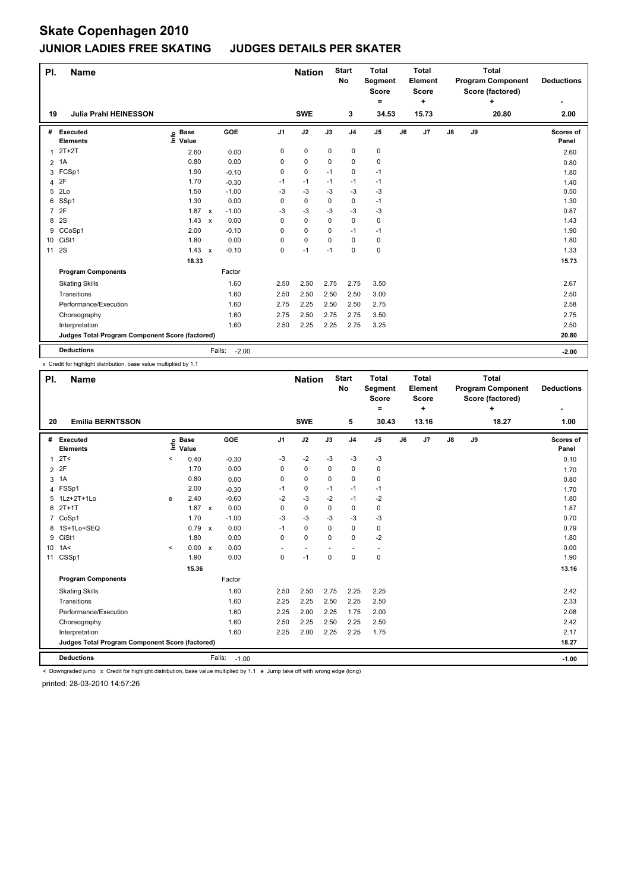# Skate Copenhagen 2010

## JUNIOR LADIES FREE SKATING JUDGES DETAILS PER SKATER

| Pl. | Name | Nation | Start No | Total Segment Score = | Total Element Score + | Total Program Component Score (factored) + | Deductions - |
|---|---|---|---|---|---|---|---|
| 19 | Julia Prahl HEINESSON | SWE | 3 | 34.53 | 15.73 | 20.80 | 2.00 |

| # | Executed Elements | Info | Base Value | | GOE | J1 | J2 | J3 | J4 | J5 | J6 | J7 | J8 | J9 | Scores of Panel |
|---|---|---|---|---|---|---|---|---|---|---|---|---|---|---|---|
| 1 | 2T+2T | | 2.60 | | 0.00 | 0 | 0 | 0 | 0 | 0 | | | | | 2.60 |
| 2 | 1A | | 0.80 | | 0.00 | 0 | 0 | 0 | 0 | 0 | | | | | 0.80 |
| 3 | FCSp1 | | 1.90 | | -0.10 | 0 | 0 | -1 | 0 | -1 | | | | | 1.80 |
| 4 | 2F | | 1.70 | | -0.30 | -1 | -1 | -1 | -1 | -1 | | | | | 1.40 |
| 5 | 2Lo | | 1.50 | | -1.00 | -3 | -3 | -3 | -3 | -3 | | | | | 0.50 |
| 6 | SSp1 | | 1.30 | | 0.00 | 0 | 0 | 0 | 0 | -1 | | | | | 1.30 |
| 7 | 2F | | 1.87 | x | -1.00 | -3 | -3 | -3 | -3 | -3 | | | | | 0.87 |
| 8 | 2S | | 1.43 | x | 0.00 | 0 | 0 | 0 | 0 | 0 | | | | | 1.43 |
| 9 | CCoSp1 | | 2.00 | | -0.10 | 0 | 0 | 0 | -1 | -1 | | | | | 1.90 |
| 10 | CiSt1 | | 1.80 | | 0.00 | 0 | 0 | 0 | 0 | 0 | | | | | 1.80 |
| 11 | 2S | | 1.43 | x | -0.10 | 0 | -1 | -1 | 0 | 0 | | | | | 1.33 |
| | | | 18.33 | | | | | | | | | | | | 15.73 |
| | **Program Components** | | | | Factor | | | | | | | | | | |
| | Skating Skills | | | | 1.60 | 2.50 | 2.50 | 2.75 | 2.75 | 3.50 | | | | | 2.67 |
| | Transitions | | | | 1.60 | 2.50 | 2.50 | 2.50 | 2.50 | 3.00 | | | | | 2.50 |
| | Performance/Execution | | | | 1.60 | 2.75 | 2.25 | 2.50 | 2.50 | 2.75 | | | | | 2.58 |
| | Choreography | | | | 1.60 | 2.75 | 2.50 | 2.75 | 2.75 | 3.50 | | | | | 2.75 |
| | Interpretation | | | | 1.60 | 2.50 | 2.25 | 2.25 | 2.75 | 3.25 | | | | | 2.50 |
| | **Judges Total Program Component Score (factored)** | | | | | | | | | | | | | | 20.80 |
| | **Deductions** | | | Falls: | -2.00 | | | | | | | | | | -2.00 |

x Credit for highlight distribution, base value multiplied by 1.1

| Pl. | Name | Nation | Start No | Total Segment Score = | Total Element Score + | Total Program Component Score (factored) + | Deductions - |
|---|---|---|---|---|---|---|---|
| 20 | Emilia BERNTSSON | SWE | 5 | 30.43 | 13.16 | 18.27 | 1.00 |

| # | Executed Elements | Info | Base Value | | GOE | J1 | J2 | J3 | J4 | J5 | J6 | J7 | J8 | J9 | Scores of Panel |
|---|---|---|---|---|---|---|---|---|---|---|---|---|---|---|---|
| 1 | 2T< | < | 0.40 | | -0.30 | -3 | -2 | -3 | -3 | -3 | | | | | 0.10 |
| 2 | 2F | | 1.70 | | 0.00 | 0 | 0 | 0 | 0 | 0 | | | | | 1.70 |
| 3 | 1A | | 0.80 | | 0.00 | 0 | 0 | 0 | 0 | 0 | | | | | 0.80 |
| 4 | FSSp1 | | 2.00 | | -0.30 | -1 | 0 | -1 | -1 | -1 | | | | | 1.70 |
| 5 | 1Lz+2T+1Lo | e | 2.40 | | -0.60 | -2 | -3 | -2 | -1 | -2 | | | | | 1.80 |
| 6 | 2T+1T | | 1.87 | x | 0.00 | 0 | 0 | 0 | 0 | 0 | | | | | 1.87 |
| 7 | CoSp1 | | 1.70 | | -1.00 | -3 | -3 | -3 | -3 | -3 | | | | | 0.70 |
| 8 | 1S+1Lo+SEQ | | 0.79 | x | 0.00 | -1 | 0 | 0 | 0 | 0 | | | | | 0.79 |
| 9 | CiSt1 | | 1.80 | | 0.00 | 0 | 0 | 0 | 0 | -2 | | | | | 1.80 |
| 10 | 1A< | < | 0.00 | x | 0.00 | - | - | - | - | - | | | | | 0.00 |
| 11 | CSSp1 | | 1.90 | | 0.00 | 0 | -1 | 0 | 0 | 0 | | | | | 1.90 |
| | | | 15.36 | | | | | | | | | | | | 13.16 |
| | **Program Components** | | | | Factor | | | | | | | | | | |
| | Skating Skills | | | | 1.60 | 2.50 | 2.50 | 2.75 | 2.25 | 2.25 | | | | | 2.42 |
| | Transitions | | | | 1.60 | 2.25 | 2.25 | 2.50 | 2.25 | 2.50 | | | | | 2.33 |
| | Performance/Execution | | | | 1.60 | 2.25 | 2.00 | 2.25 | 1.75 | 2.00 | | | | | 2.08 |
| | Choreography | | | | 1.60 | 2.50 | 2.25 | 2.50 | 2.25 | 2.50 | | | | | 2.42 |
| | Interpretation | | | | 1.60 | 2.25 | 2.00 | 2.25 | 2.25 | 1.75 | | | | | 2.17 |
| | **Judges Total Program Component Score (factored)** | | | | | | | | | | | | | | 18.27 |
| | **Deductions** | | | Falls: | -1.00 | | | | | | | | | | -1.00 |

< Downgraded jump x Credit for highlight distribution, base value multiplied by 1.1 e Jump take off with wrong edge (long)

printed: 28-03-2010 14:57:26